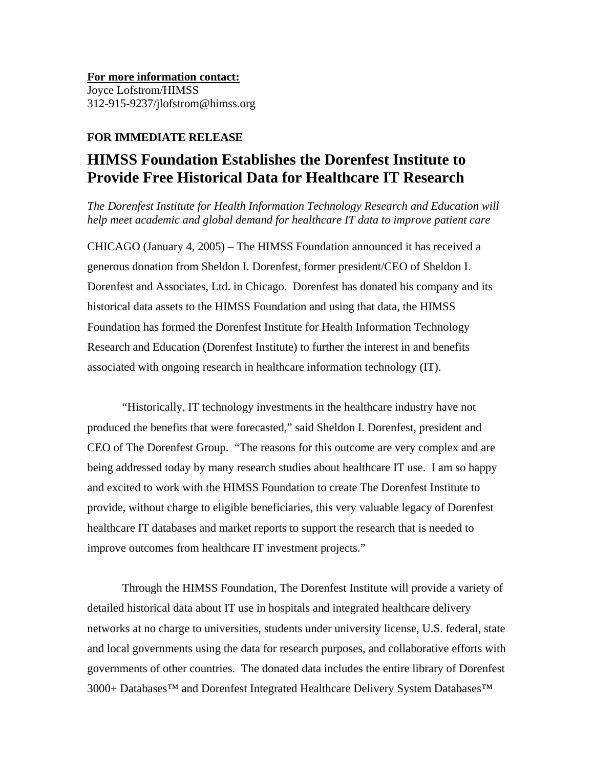**For more information contact:**
Joyce Lofstrom/HIMSS
312-915-9237/jlofstrom@himss.org

**FOR IMMEDIATE RELEASE**

# HIMSS Foundation Establishes the Dorenfest Institute to Provide Free Historical Data for Healthcare IT Research

*The Dorenfest Institute for Health Information Technology Research and Education will help meet academic and global demand for healthcare IT data to improve patient care*

CHICAGO (January 4, 2005) – The HIMSS Foundation announced it has received a generous donation from Sheldon I. Dorenfest, former president/CEO of Sheldon I. Dorenfest and Associates, Ltd. in Chicago. Dorenfest has donated his company and its historical data assets to the HIMSS Foundation and using that data, the HIMSS Foundation has formed the Dorenfest Institute for Health Information Technology Research and Education (Dorenfest Institute) to further the interest in and benefits associated with ongoing research in healthcare information technology (IT).

"Historically, IT technology investments in the healthcare industry have not produced the benefits that were forecasted," said Sheldon I. Dorenfest, president and CEO of The Dorenfest Group. "The reasons for this outcome are very complex and are being addressed today by many research studies about healthcare IT use. I am so happy and excited to work with the HIMSS Foundation to create The Dorenfest Institute to provide, without charge to eligible beneficiaries, this very valuable legacy of Dorenfest healthcare IT databases and market reports to support the research that is needed to improve outcomes from healthcare IT investment projects."

Through the HIMSS Foundation, The Dorenfest Institute will provide a variety of detailed historical data about IT use in hospitals and integrated healthcare delivery networks at no charge to universities, students under university license, U.S. federal, state and local governments using the data for research purposes, and collaborative efforts with governments of other countries. The donated data includes the entire library of Dorenfest 3000+ Databases™ and Dorenfest Integrated Healthcare Delivery System Databases™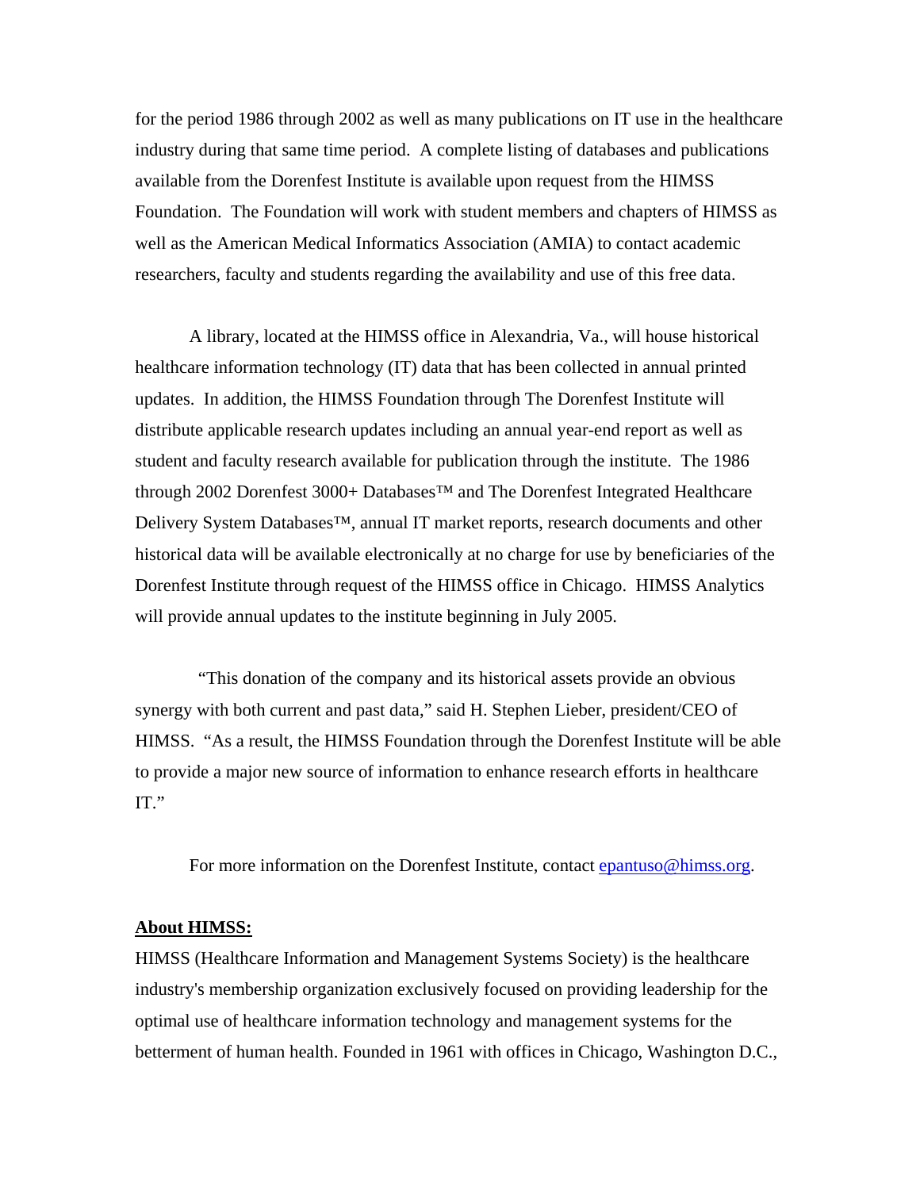for the period 1986 through 2002 as well as many publications on IT use in the healthcare industry during that same time period. A complete listing of databases and publications available from the Dorenfest Institute is available upon request from the HIMSS Foundation. The Foundation will work with student members and chapters of HIMSS as well as the American Medical Informatics Association (AMIA) to contact academic researchers, faculty and students regarding the availability and use of this free data.

A library, located at the HIMSS office in Alexandria, Va., will house historical healthcare information technology (IT) data that has been collected in annual printed updates. In addition, the HIMSS Foundation through The Dorenfest Institute will distribute applicable research updates including an annual year-end report as well as student and faculty research available for publication through the institute. The 1986 through 2002 Dorenfest 3000+ Databases™ and The Dorenfest Integrated Healthcare Delivery System Databases™, annual IT market reports, research documents and other historical data will be available electronically at no charge for use by beneficiaries of the Dorenfest Institute through request of the HIMSS office in Chicago. HIMSS Analytics will provide annual updates to the institute beginning in July 2005.

"This donation of the company and its historical assets provide an obvious synergy with both current and past data," said H. Stephen Lieber, president/CEO of HIMSS. "As a result, the HIMSS Foundation through the Dorenfest Institute will be able to provide a major new source of information to enhance research efforts in healthcare IT."

For more information on the Dorenfest Institute, contact epantuso@himss.org.

**About HIMSS:**

HIMSS (Healthcare Information and Management Systems Society) is the healthcare industry's membership organization exclusively focused on providing leadership for the optimal use of healthcare information technology and management systems for the betterment of human health. Founded in 1961 with offices in Chicago, Washington D.C.,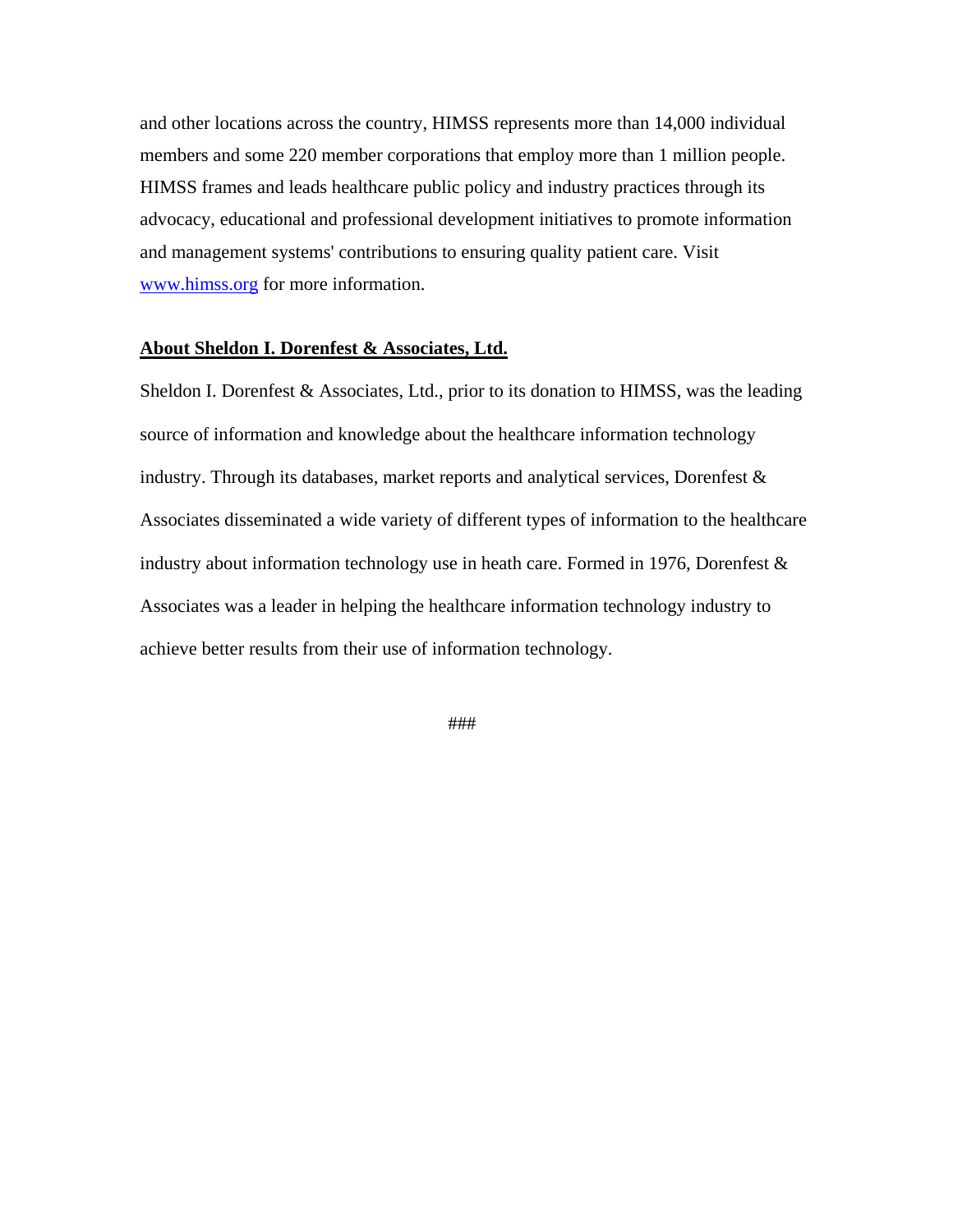and other locations across the country, HIMSS represents more than 14,000 individual members and some 220 member corporations that employ more than 1 million people. HIMSS frames and leads healthcare public policy and industry practices through its advocacy, educational and professional development initiatives to promote information and management systems' contributions to ensuring quality patient care. Visit [www.himss.org](http://www.himss.org) for more information.

**About Sheldon I. Dorenfest & Associates, Ltd.**

Sheldon I. Dorenfest & Associates, Ltd., prior to its donation to HIMSS, was the leading source of information and knowledge about the healthcare information technology industry. Through its databases, market reports and analytical services, Dorenfest & Associates disseminated a wide variety of different types of information to the healthcare industry about information technology use in heath care. Formed in 1976, Dorenfest & Associates was a leader in helping the healthcare information technology industry to achieve better results from their use of information technology.

###